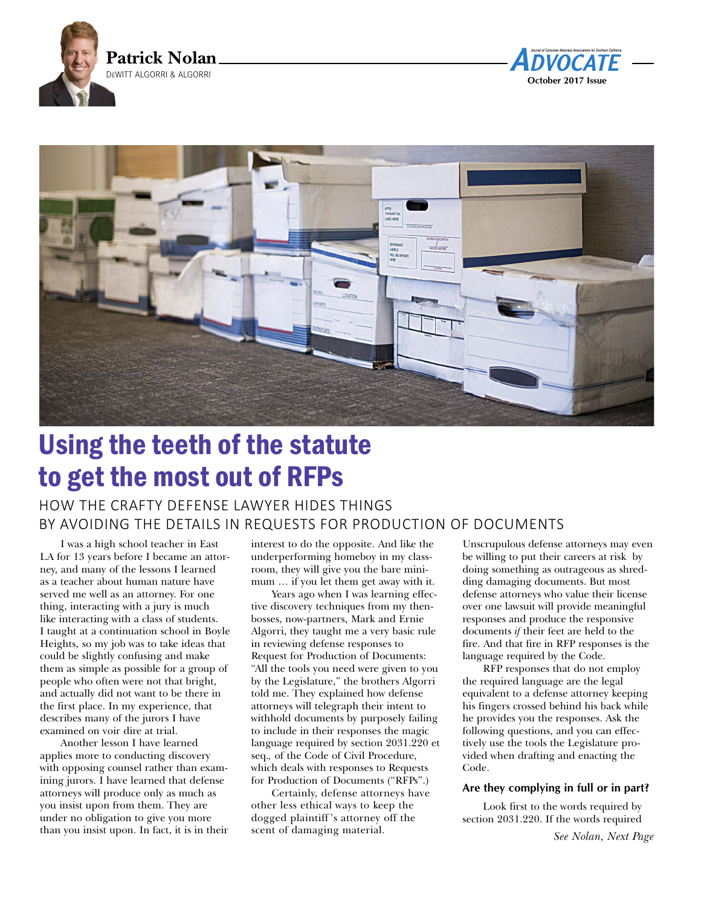**Patrick Nolan**
DEWITT ALGORRI & ALGORRI

# Using the teeth of the statute to get the most out of RFPs

## HOW THE CRAFTY DEFENSE LAWYER HIDES THINGS BY AVOIDING THE DETAILS IN REQUESTS FOR PRODUCTION OF DOCUMENTS

I was a high school teacher in East LA for 13 years before I became an attorney, and many of the lessons I learned as a teacher about human nature have served me well as an attorney. For one thing, interacting with a jury is much like interacting with a class of students. I taught at a continuation school in Boyle Heights, so my job was to take ideas that could be slightly confusing and make them as simple as possible for a group of people who often were not that bright, and actually did not want to be there in the first place. In my experience, that describes many of the jurors I have examined on voir dire at trial.

Another lesson I have learned applies more to conducting discovery with opposing counsel rather than examining jurors. I have learned that defense attorneys will produce only as much as you insist upon from them. They are under no obligation to give you more than you insist upon. In fact, it is in their interest to do the opposite. And like the underperforming homeboy in my classroom, they will give you the bare minimum … if you let them get away with it.

Years ago when I was learning effective discovery techniques from my then-bosses, now-partners, Mark and Ernie Algorri, they taught me a very basic rule in reviewing defense responses to Request for Production of Documents: "All the tools you need were given to you by the Legislature," the brothers Algorri told me. They explained how defense attorneys will telegraph their intent to withhold documents by purposely failing to include in their responses the magic language required by section 2031.220 et seq., of the Code of Civil Procedure, which deals with responses to Requests for Production of Documents ("RFPs".)

Certainly, defense attorneys have other less ethical ways to keep the dogged plaintiff's attorney off the scent of damaging material. Unscrupulous defense attorneys may even be willing to put their careers at risk by doing something as outrageous as shredding damaging documents. But most defense attorneys who value their license over one lawsuit will provide meaningful responses and produce the responsive documents *if* their feet are held to the fire. And that fire in RFP responses is the language required by the Code.

RFP responses that do not employ the required language are the legal equivalent to a defense attorney keeping his fingers crossed behind his back while he provides you the responses. Ask the following questions, and you can effectively use the tools the Legislature provided when drafting and enacting the Code.

### Are they complying in full or in part?

Look first to the words required by section 2031.220. If the words required

*See Nolan, Next Page*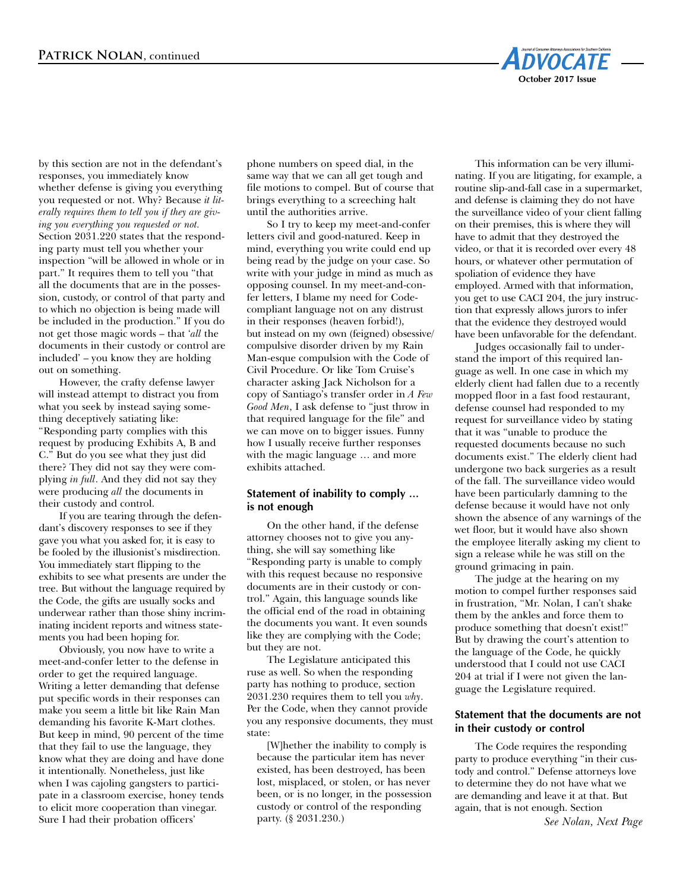by this section are not in the defendant's responses, you immediately know whether defense is giving you everything you requested or not. Why? Because *it literally requires them to tell you if they are giving you everything you requested or not.* Section 2031.220 states that the responding party must tell you whether your inspection "will be allowed in whole or in part." It requires them to tell you "that all the documents that are in the possession, custody, or control of that party and to which no objection is being made will be included in the production." If you do not get those magic words – that '*all* the documents in their custody or control are included' – you know they are holding out on something.

However, the crafty defense lawyer will instead attempt to distract you from what you seek by instead saying something deceptively satiating like: "Responding party complies with this request by producing Exhibits A, B and C." But do you see what they just did there? They did not say they were complying *in full*. And they did not say they were producing *all* the documents in their custody and control.

If you are tearing through the defendant's discovery responses to see if they gave you what you asked for, it is easy to be fooled by the illusionist's misdirection. You immediately start flipping to the exhibits to see what presents are under the tree. But without the language required by the Code, the gifts are usually socks and underwear rather than those shiny incriminating incident reports and witness statements you had been hoping for.

Obviously, you now have to write a meet-and-confer letter to the defense in order to get the required language. Writing a letter demanding that defense put specific words in their responses can make you seem a little bit like Rain Man demanding his favorite K-Mart clothes. But keep in mind, 90 percent of the time that they fail to use the language, they know what they are doing and have done it intentionally. Nonetheless, just like when I was cajoling gangsters to participate in a classroom exercise, honey tends to elicit more cooperation than vinegar. Sure I had their probation officers' phone numbers on speed dial, in the same way that we can all get tough and file motions to compel. But of course that brings everything to a screeching halt until the authorities arrive.

So I try to keep my meet-and-confer letters civil and good-natured. Keep in mind, everything you write could end up being read by the judge on your case. So write with your judge in mind as much as opposing counsel. In my meet-and-confer letters, I blame my need for Code-compliant language not on any distrust in their responses (heaven forbid!), but instead on my own (feigned) obsessive/compulsive disorder driven by my Rain Man-esque compulsion with the Code of Civil Procedure. Or like Tom Cruise's character asking Jack Nicholson for a copy of Santiago's transfer order in *A Few Good Men*, I ask defense to "just throw in that required language for the file" and we can move on to bigger issues. Funny how I usually receive further responses with the magic language … and more exhibits attached.

### Statement of inability to comply … is not enough

On the other hand, if the defense attorney chooses not to give you anything, she will say something like "Responding party is unable to comply with this request because no responsive documents are in their custody or control." Again, this language sounds like the official end of the road in obtaining the documents you want. It even sounds like they are complying with the Code; but they are not.

The Legislature anticipated this ruse as well. So when the responding party has nothing to produce, section 2031.230 requires them to tell you *why*. Per the Code, when they cannot provide you any responsive documents, they must state:

> [W]hether the inability to comply is because the particular item has never existed, has been destroyed, has been lost, misplaced, or stolen, or has never been, or is no longer, in the possession custody or control of the responding party. (§ 2031.230.)

This information can be very illuminating. If you are litigating, for example, a routine slip-and-fall case in a supermarket, and defense is claiming they do not have the surveillance video of your client falling on their premises, this is where they will have to admit that they destroyed the video, or that it is recorded over every 48 hours, or whatever other permutation of spoliation of evidence they have employed. Armed with that information, you get to use CACI 204, the jury instruction that expressly allows jurors to infer that the evidence they destroyed would have been unfavorable for the defendant.

Judges occasionally fail to understand the import of this required language as well. In one case in which my elderly client had fallen due to a recently mopped floor in a fast food restaurant, defense counsel had responded to my request for surveillance video by stating that it was "unable to produce the requested documents because no such documents exist." The elderly client had undergone two back surgeries as a result of the fall. The surveillance video would have been particularly damning to the defense because it would have not only shown the absence of any warnings of the wet floor, but it would have also shown the employee literally asking my client to sign a release while he was still on the ground grimacing in pain.

The judge at the hearing on my motion to compel further responses said in frustration, "Mr. Nolan, I can't shake them by the ankles and force them to produce something that doesn't exist!" But by drawing the court's attention to the language of the Code, he quickly understood that I could not use CACI 204 at trial if I were not given the language the Legislature required.

### Statement that the documents are not in their custody or control

The Code requires the responding party to produce everything "in their custody and control." Defense attorneys love to determine they do not have what we are demanding and leave it at that. But again, that is not enough. Section

*See Nolan, Next Page*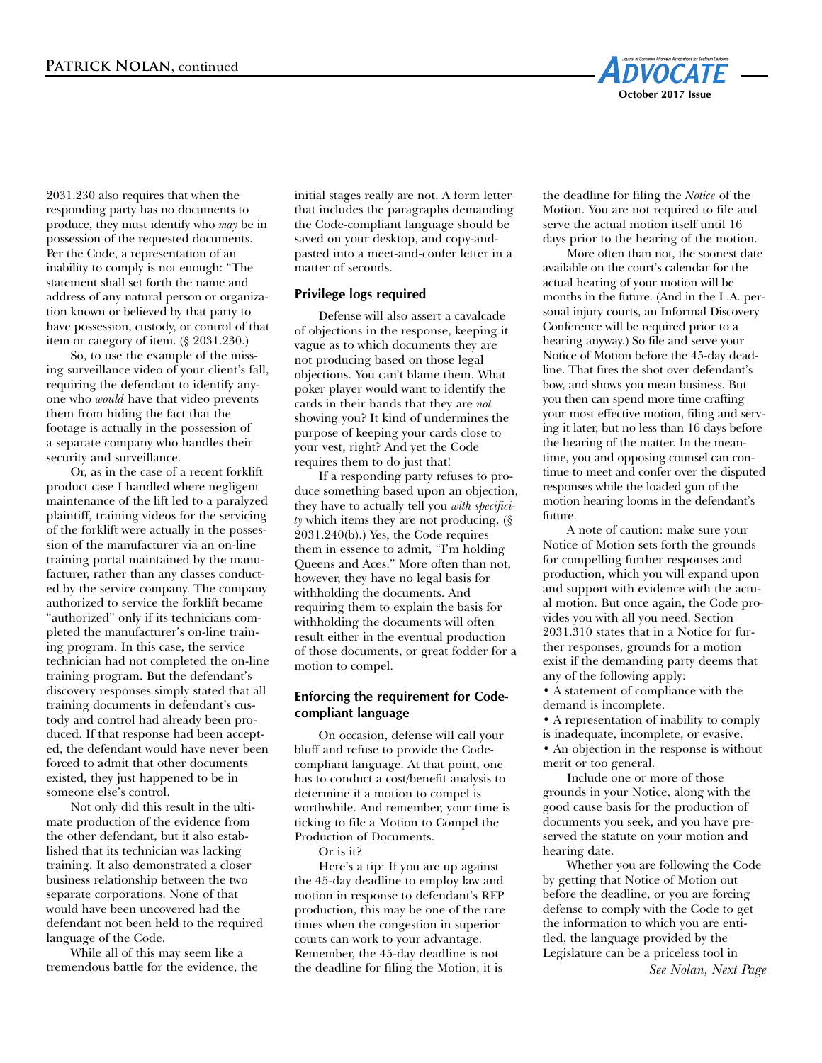2031.230 also requires that when the responding party has no documents to produce, they must identify who *may* be in possession of the requested documents. Per the Code, a representation of an inability to comply is not enough: "The statement shall set forth the name and address of any natural person or organization known or believed by that party to have possession, custody, or control of that item or category of item. (§ 2031.230.)

So, to use the example of the missing surveillance video of your client's fall, requiring the defendant to identify anyone who *would* have that video prevents them from hiding the fact that the footage is actually in the possession of a separate company who handles their security and surveillance.

Or, as in the case of a recent forklift product case I handled where negligent maintenance of the lift led to a paralyzed plaintiff, training videos for the servicing of the forklift were actually in the possession of the manufacturer via an on-line training portal maintained by the manufacturer, rather than any classes conducted by the service company. The company authorized to service the forklift became "authorized" only if its technicians completed the manufacturer's on-line training program. In this case, the service technician had not completed the on-line training program. But the defendant's discovery responses simply stated that all training documents in defendant's custody and control had already been produced. If that response had been accepted, the defendant would have never been forced to admit that other documents existed, they just happened to be in someone else's control.

Not only did this result in the ultimate production of the evidence from the other defendant, but it also established that its technician was lacking training. It also demonstrated a closer business relationship between the two separate corporations. None of that would have been uncovered had the defendant not been held to the required language of the Code.

While all of this may seem like a tremendous battle for the evidence, the initial stages really are not. A form letter that includes the paragraphs demanding the Code-compliant language should be saved on your desktop, and copy-and-pasted into a meet-and-confer letter in a matter of seconds.

### Privilege logs required

Defense will also assert a cavalcade of objections in the response, keeping it vague as to which documents they are not producing based on those legal objections. You can't blame them. What poker player would want to identify the cards in their hands that they are *not* showing you? It kind of undermines the purpose of keeping your cards close to your vest, right? And yet the Code requires them to do just that!

If a responding party refuses to produce something based upon an objection, they have to actually tell you *with specificity* which items they are not producing. (§ 2031.240(b).) Yes, the Code requires them in essence to admit, "I'm holding Queens and Aces." More often than not, however, they have no legal basis for withholding the documents. And requiring them to explain the basis for withholding the documents will often result either in the eventual production of those documents, or great fodder for a motion to compel.

### Enforcing the requirement for Code-compliant language

On occasion, defense will call your bluff and refuse to provide the Code-compliant language. At that point, one has to conduct a cost/benefit analysis to determine if a motion to compel is worthwhile. And remember, your time is ticking to file a Motion to Compel the Production of Documents.

Or is it?

Here's a tip: If you are up against the 45-day deadline to employ law and motion in response to defendant's RFP production, this may be one of the rare times when the congestion in superior courts can work to your advantage. Remember, the 45-day deadline is not the deadline for filing the Motion; it is the deadline for filing the *Notice* of the Motion. You are not required to file and serve the actual motion itself until 16 days prior to the hearing of the motion.

More often than not, the soonest date available on the court's calendar for the actual hearing of your motion will be months in the future. (And in the L.A. personal injury courts, an Informal Discovery Conference will be required prior to a hearing anyway.) So file and serve your Notice of Motion before the 45-day deadline. That fires the shot over defendant's bow, and shows you mean business. But you then can spend more time crafting your most effective motion, filing and serving it later, but no less than 16 days before the hearing of the matter. In the meantime, you and opposing counsel can continue to meet and confer over the disputed responses while the loaded gun of the motion hearing looms in the defendant's future.

A note of caution: make sure your Notice of Motion sets forth the grounds for compelling further responses and production, which you will expand upon and support with evidence with the actual motion. But once again, the Code provides you with all you need. Section 2031.310 states that in a Notice for further responses, grounds for a motion exist if the demanding party deems that any of the following apply:

- A statement of compliance with the demand is incomplete.
- A representation of inability to comply is inadequate, incomplete, or evasive.
- An objection in the response is without merit or too general.

Include one or more of those grounds in your Notice, along with the good cause basis for the production of documents you seek, and you have preserved the statute on your motion and hearing date.

Whether you are following the Code by getting that Notice of Motion out before the deadline, or you are forcing defense to comply with the Code to get the information to which you are entitled, the language provided by the Legislature can be a priceless tool in

*See Nolan, Next Page*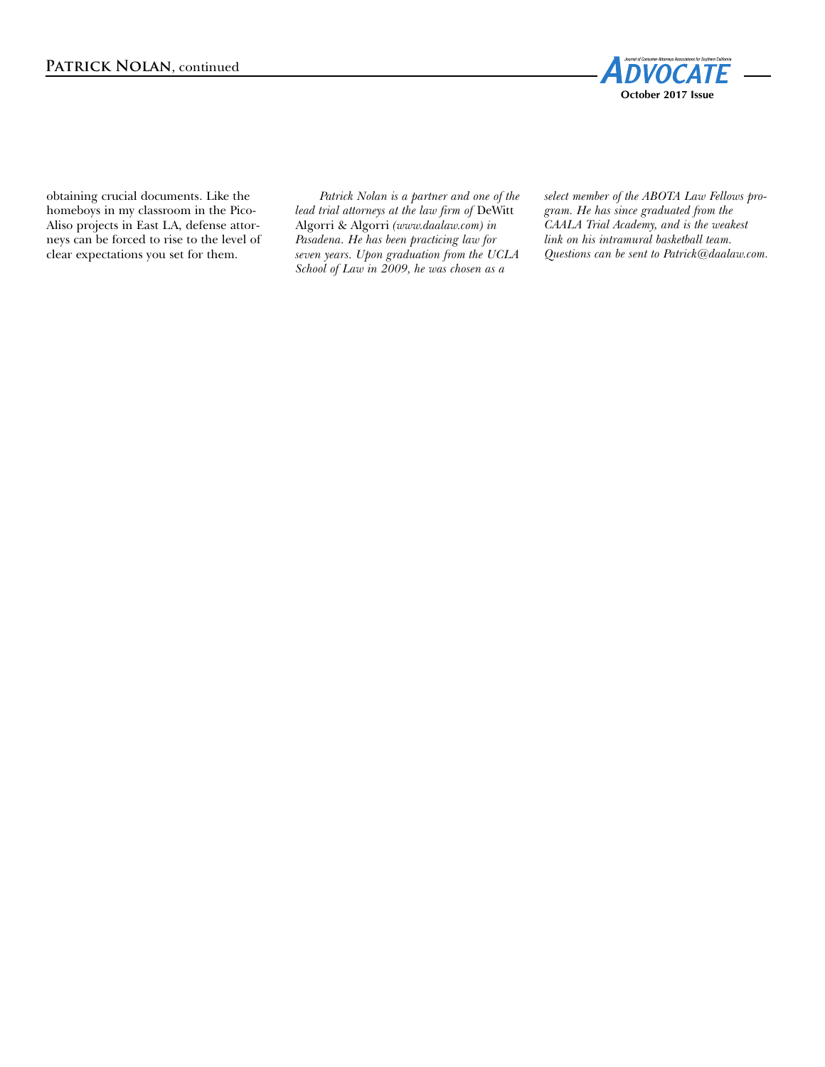obtaining crucial documents. Like the homeboys in my classroom in the Pico-Aliso projects in East LA, defense attorneys can be forced to rise to the level of clear expectations you set for them.

*Patrick Nolan is a partner and one of the lead trial attorneys at the law firm of* DeWitt Algorri & Algorri *(www.daalaw.com) in Pasadena. He has been practicing law for seven years. Upon graduation from the UCLA School of Law in 2009, he was chosen as a select member of the ABOTA Law Fellows program. He has since graduated from the CAALA Trial Academy, and is the weakest link on his intramural basketball team. Questions can be sent to Patrick@daalaw.com.*